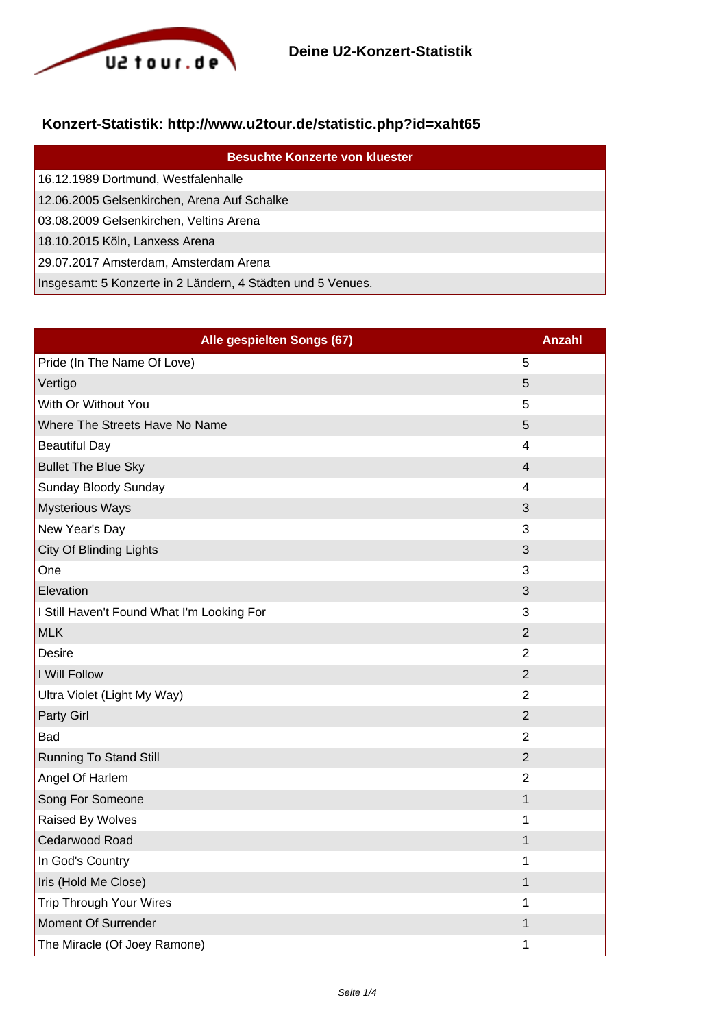Deine U2-Konzert-Statistik

## Konzert-Statistik: http://www.u2tour.de/statistic.php?id=xaht65

| Besuchte Konzerte von kluester |
|---|
| 16.12.1989 Dortmund, Westfalenhalle |
| 12.06.2005 Gelsenkirchen, Arena Auf Schalke |
| 03.08.2009 Gelsenkirchen, Veltins Arena |
| 18.10.2015 Köln, Lanxess Arena |
| 29.07.2017 Amsterdam, Amsterdam Arena |
| Insgesamt: 5 Konzerte in 2 Ländern, 4 Städten und 5 Venues. |

| Alle gespielten Songs (67) | Anzahl |
|---|---|
| Pride (In The Name Of Love) | 5 |
| Vertigo | 5 |
| With Or Without You | 5 |
| Where The Streets Have No Name | 5 |
| Beautiful Day | 4 |
| Bullet The Blue Sky | 4 |
| Sunday Bloody Sunday | 4 |
| Mysterious Ways | 3 |
| New Year's Day | 3 |
| City Of Blinding Lights | 3 |
| One | 3 |
| Elevation | 3 |
| I Still Haven't Found What I'm Looking For | 3 |
| MLK | 2 |
| Desire | 2 |
| I Will Follow | 2 |
| Ultra Violet (Light My Way) | 2 |
| Party Girl | 2 |
| Bad | 2 |
| Running To Stand Still | 2 |
| Angel Of Harlem | 2 |
| Song For Someone | 1 |
| Raised By Wolves | 1 |
| Cedarwood Road | 1 |
| In God's Country | 1 |
| Iris (Hold Me Close) | 1 |
| Trip Through Your Wires | 1 |
| Moment Of Surrender | 1 |
| The Miracle (Of Joey Ramone) | 1 |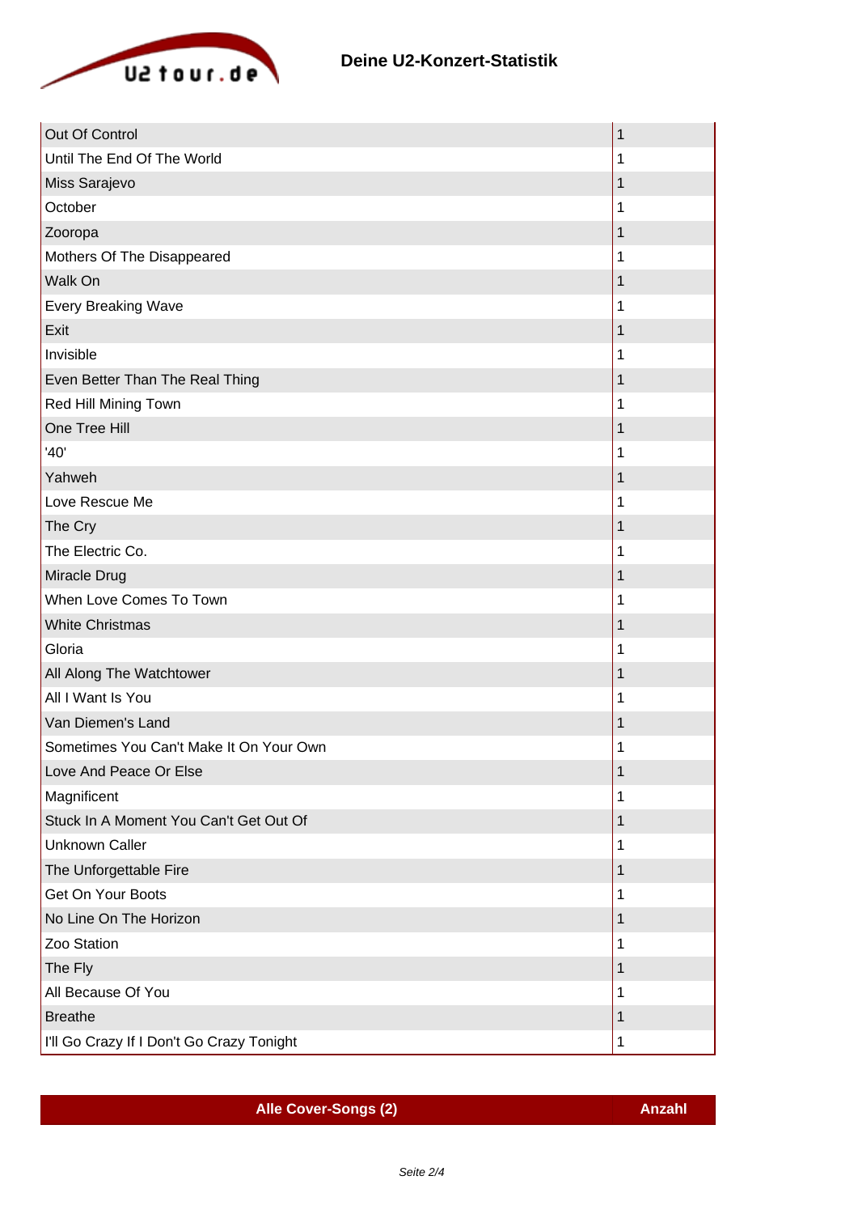## Deine U2-Konzert-Statistik

| | |
|---|---|
| Out Of Control | 1 |
| Until The End Of The World | 1 |
| Miss Sarajevo | 1 |
| October | 1 |
| Zooropa | 1 |
| Mothers Of The Disappeared | 1 |
| Walk On | 1 |
| Every Breaking Wave | 1 |
| Exit | 1 |
| Invisible | 1 |
| Even Better Than The Real Thing | 1 |
| Red Hill Mining Town | 1 |
| One Tree Hill | 1 |
| '40' | 1 |
| Yahweh | 1 |
| Love Rescue Me | 1 |
| The Cry | 1 |
| The Electric Co. | 1 |
| Miracle Drug | 1 |
| When Love Comes To Town | 1 |
| White Christmas | 1 |
| Gloria | 1 |
| All Along The Watchtower | 1 |
| All I Want Is You | 1 |
| Van Diemen's Land | 1 |
| Sometimes You Can't Make It On Your Own | 1 |
| Love And Peace Or Else | 1 |
| Magnificent | 1 |
| Stuck In A Moment You Can't Get Out Of | 1 |
| Unknown Caller | 1 |
| The Unforgettable Fire | 1 |
| Get On Your Boots | 1 |
| No Line On The Horizon | 1 |
| Zoo Station | 1 |
| The Fly | 1 |
| All Because Of You | 1 |
| Breathe | 1 |
| I'll Go Crazy If I Don't Go Crazy Tonight | 1 |

| Alle Cover-Songs (2) | Anzahl |
|---|---|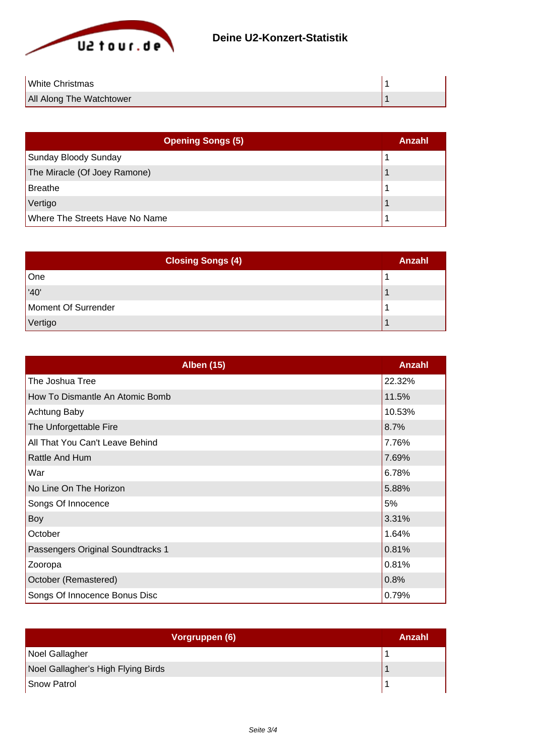| | |
|---|---|
| White Christmas | 1 |
| All Along The Watchtower | 1 |

| Opening Songs (5) | Anzahl |
|---|---|
| Sunday Bloody Sunday | 1 |
| The Miracle (Of Joey Ramone) | 1 |
| Breathe | 1 |
| Vertigo | 1 |
| Where The Streets Have No Name | 1 |

| Closing Songs (4) | Anzahl |
|---|---|
| One | 1 |
| '40' | 1 |
| Moment Of Surrender | 1 |
| Vertigo | 1 |

| Alben (15) | Anzahl |
|---|---|
| The Joshua Tree | 22.32% |
| How To Dismantle An Atomic Bomb | 11.5% |
| Achtung Baby | 10.53% |
| The Unforgettable Fire | 8.7% |
| All That You Can't Leave Behind | 7.76% |
| Rattle And Hum | 7.69% |
| War | 6.78% |
| No Line On The Horizon | 5.88% |
| Songs Of Innocence | 5% |
| Boy | 3.31% |
| October | 1.64% |
| Passengers Original Soundtracks 1 | 0.81% |
| Zooropa | 0.81% |
| October (Remastered) | 0.8% |
| Songs Of Innocence Bonus Disc | 0.79% |

| Vorgruppen (6) | Anzahl |
|---|---|
| Noel Gallagher | 1 |
| Noel Gallagher's High Flying Birds | 1 |
| Snow Patrol | 1 |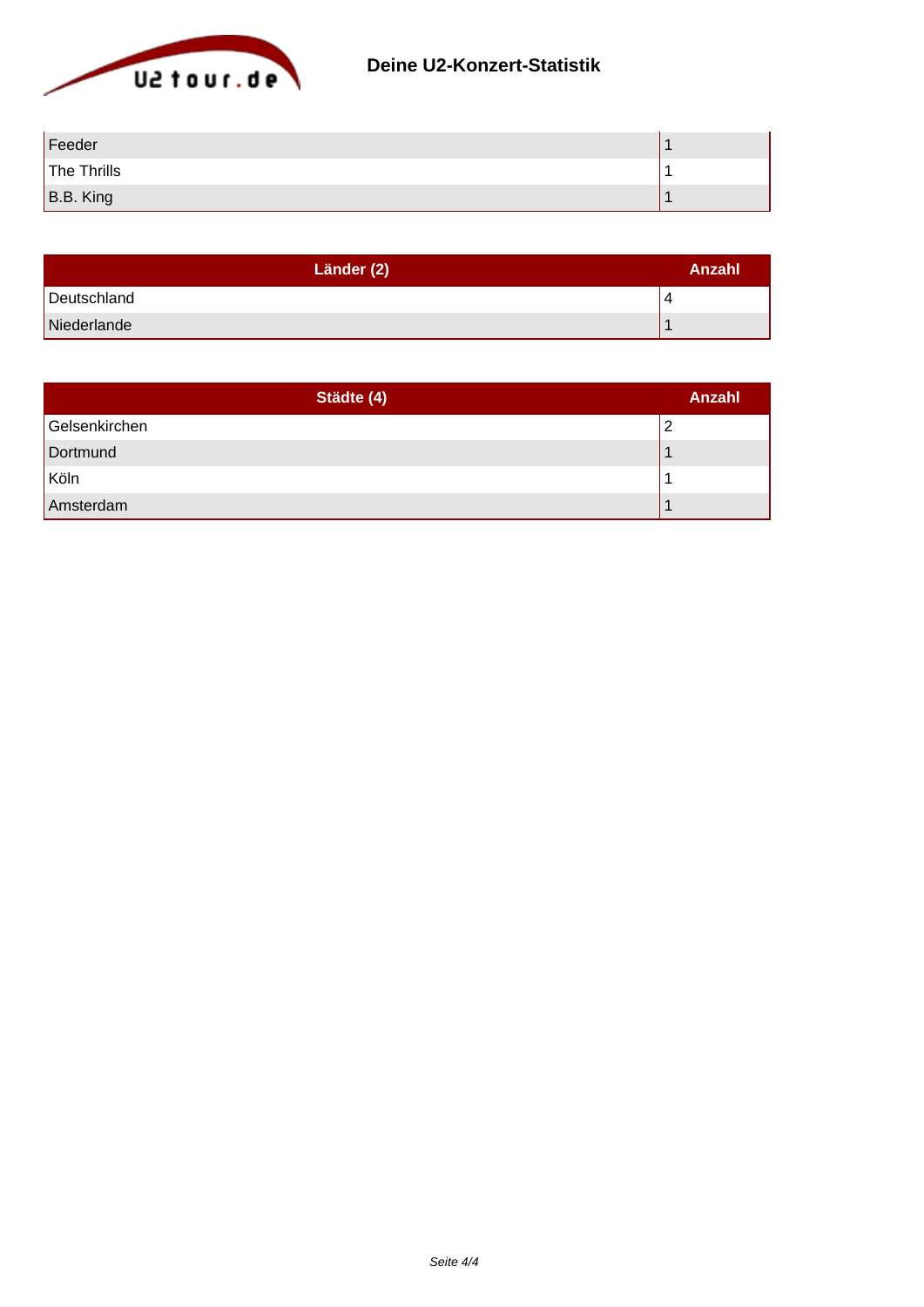| | |
|---|---|
| Feeder | 1 |
| The Thrills | 1 |
| B.B. King | 1 |

| Länder (2) | Anzahl |
|---|---|
| Deutschland | 4 |
| Niederlande | 1 |

| Städte (4) | Anzahl |
|---|---|
| Gelsenkirchen | 2 |
| Dortmund | 1 |
| Köln | 1 |
| Amsterdam | 1 |